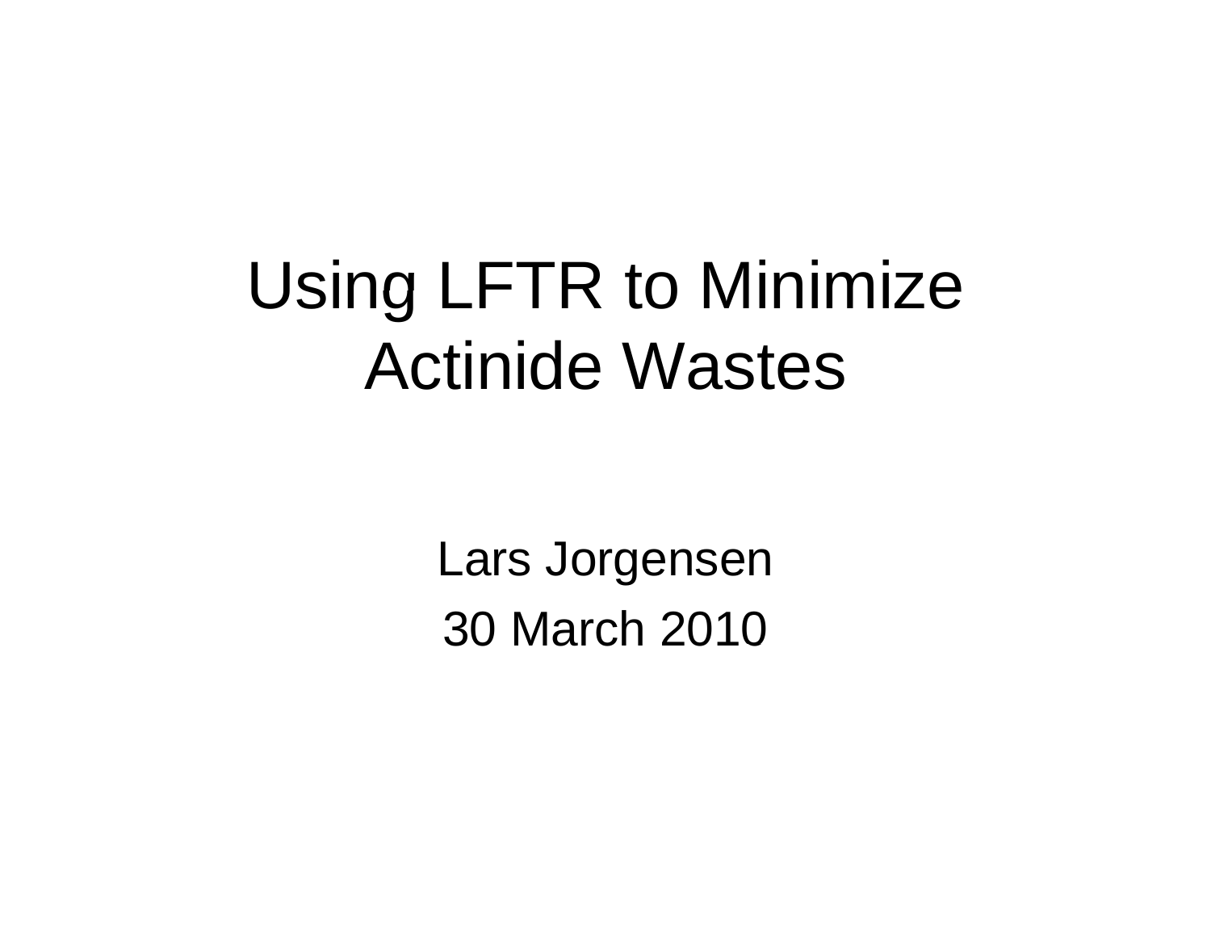# Using LFTR to Minimize Actinide Wastes

Lars Jorgensen

30 March 2010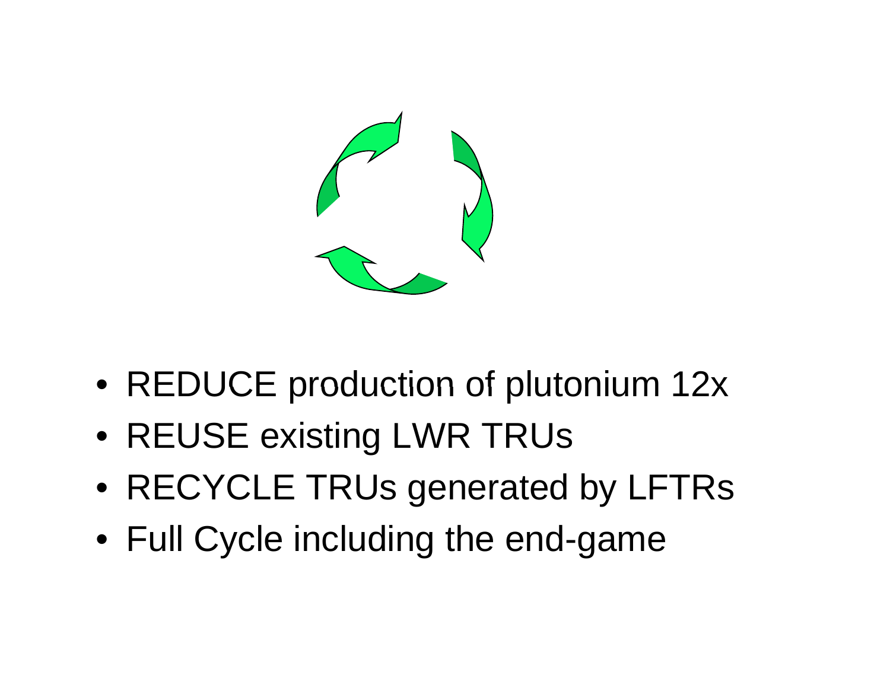- REDUCE production of plutonium 12x
- REUSE existing LWR TRUs
- RECYCLE TRUs generated by LFTRs
- Full Cycle including the end-game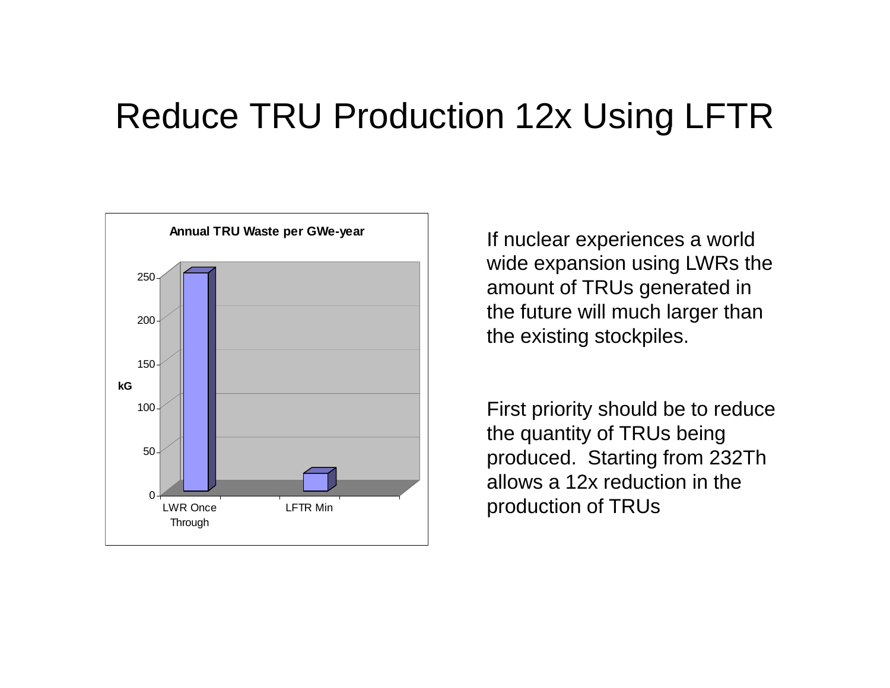# Reduce TRU Production 12x Using LFTR

**Annual TRU Waste per GWe-year**

| | kG |
|---|---|
| LWR Once Through | ~250 |
| LFTR Min | ~20 |

If nuclear experiences a world wide expansion using LWRs the amount of TRUs generated in the future will much larger than the existing stockpiles.

First priority should be to reduce the quantity of TRUs being produced. Starting from 232Th allows a 12x reduction in the production of TRUs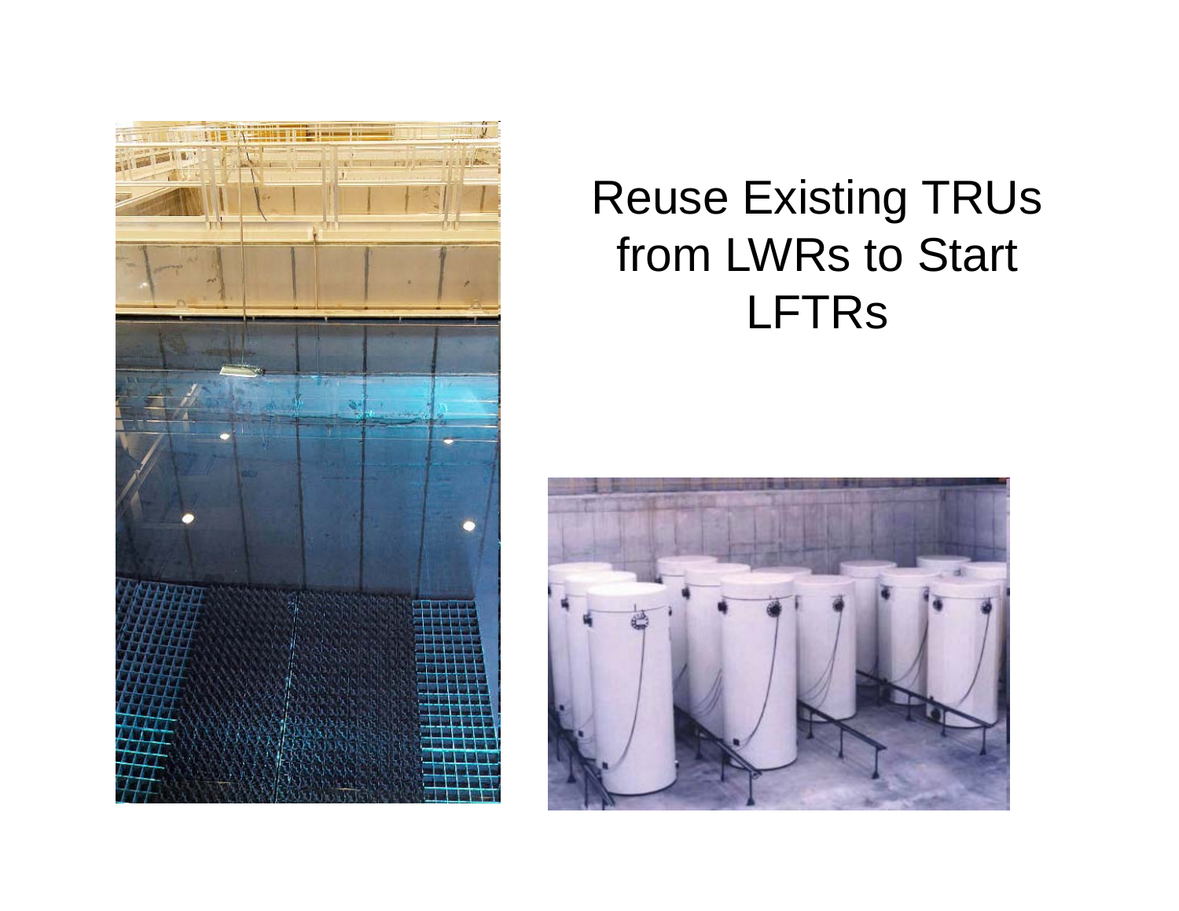# Reuse Existing TRUs from LWRs to Start LFTRs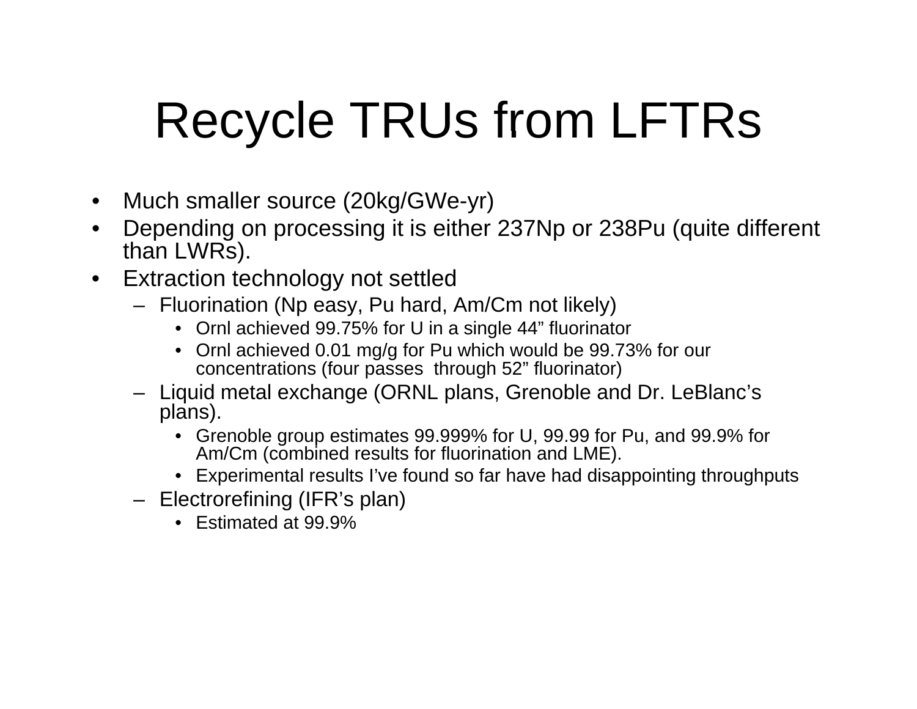# Recycle TRUs from LFTRs

- Much smaller source (20kg/GWe-yr)
- Depending on processing it is either 237Np or 238Pu (quite different than LWRs).
- Extraction technology not settled
  - Fluorination (Np easy, Pu hard, Am/Cm not likely)
    - Ornl achieved 99.75% for U in a single 44" fluorinator
    - Ornl achieved 0.01 mg/g for Pu which would be 99.73% for our concentrations (four passes through 52" fluorinator)
  - Liquid metal exchange (ORNL plans, Grenoble and Dr. LeBlanc's plans).
    - Grenoble group estimates 99.999% for U, 99.99 for Pu, and 99.9% for Am/Cm (combined results for fluorination and LME).
    - Experimental results I've found so far have had disappointing throughputs
  - Electrorefining (IFR's plan)
    - Estimated at 99.9%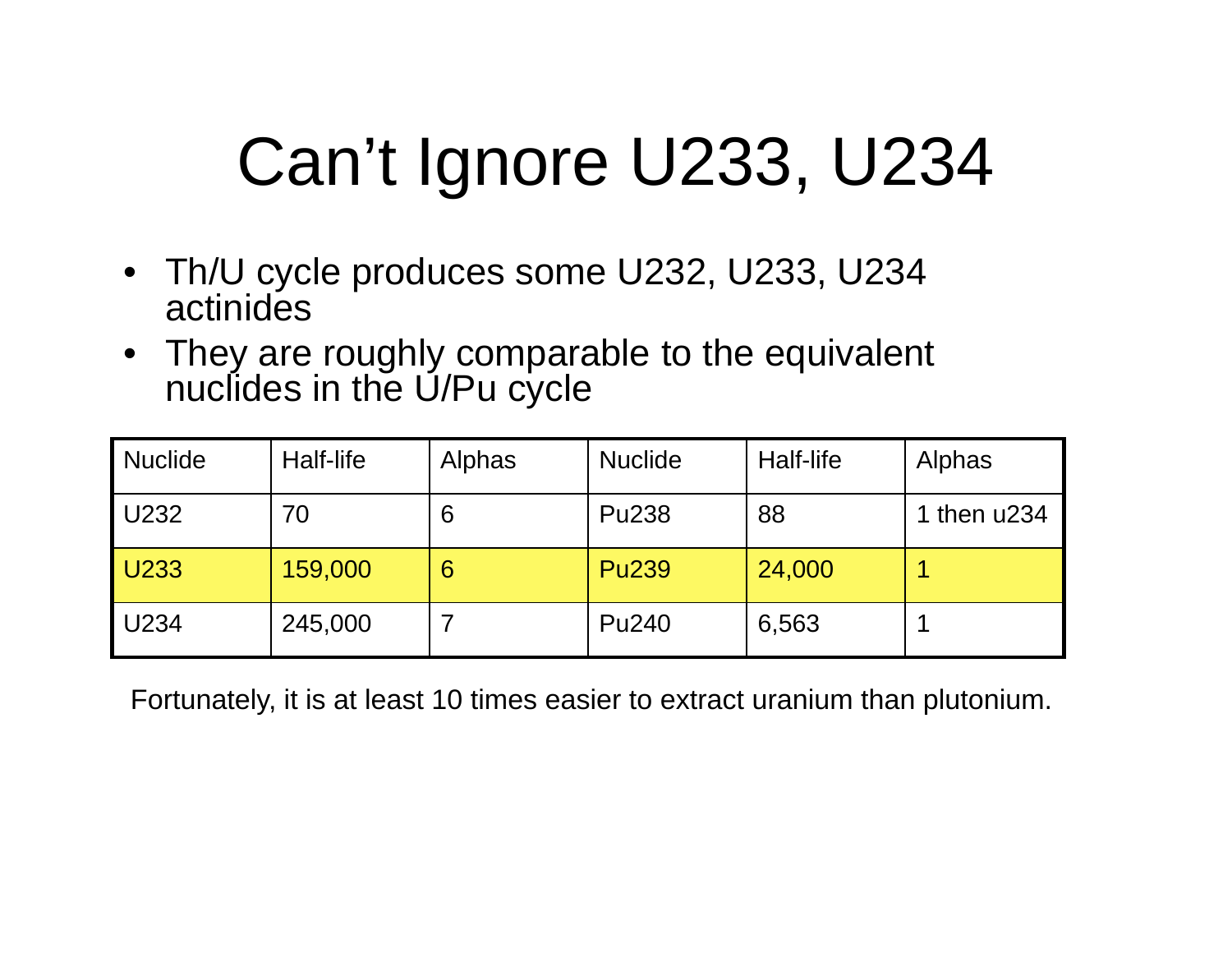# Can’t Ignore U233, U234

- Th/U cycle produces some U232, U233, U234 actinides
- They are roughly comparable to the equivalent nuclides in the U/Pu cycle

| Nuclide | Half-life | Alphas | Nuclide | Half-life | Alphas |
|---|---|---|---|---|---|
| U232 | 70 | 6 | Pu238 | 88 | 1 then u234 |
| U233 | 159,000 | 6 | Pu239 | 24,000 | 1 |
| U234 | 245,000 | 7 | Pu240 | 6,563 | 1 |

Fortunately, it is at least 10 times easier to extract uranium than plutonium.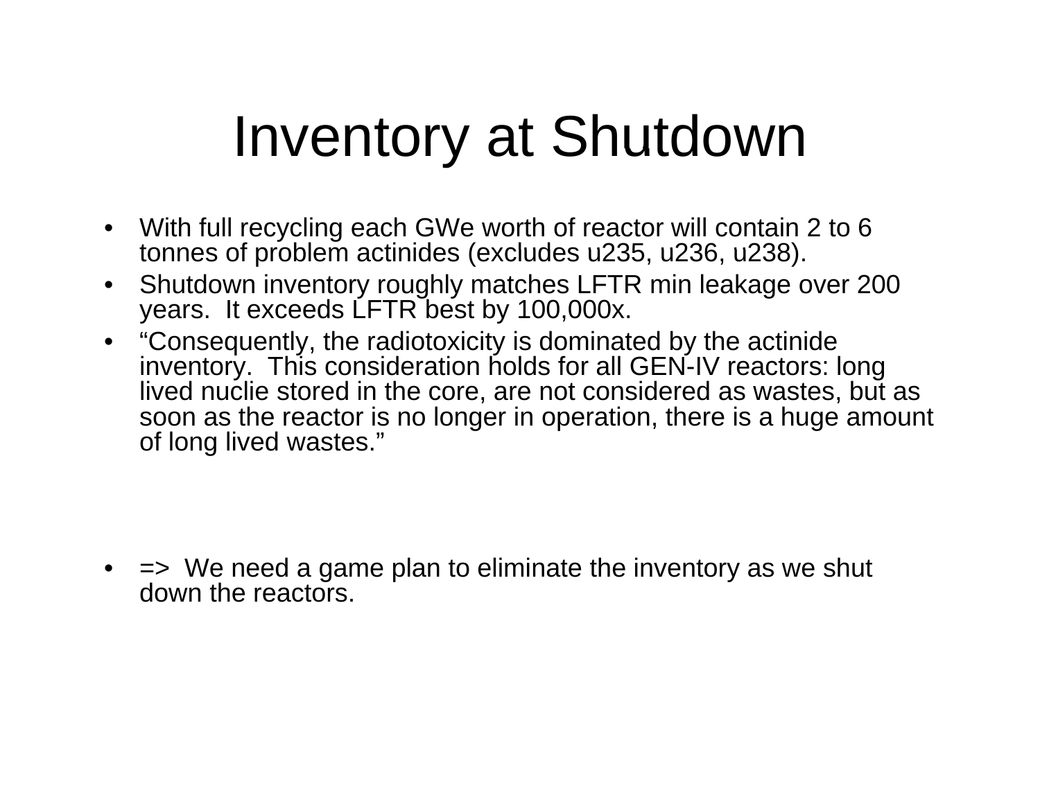# Inventory at Shutdown

- With full recycling each GWe worth of reactor will contain 2 to 6 tonnes of problem actinides (excludes u235, u236, u238).
- Shutdown inventory roughly matches LFTR min leakage over 200 years. It exceeds LFTR best by 100,000x.
- “Consequently, the radiotoxicity is dominated by the actinide inventory. This consideration holds for all GEN-IV reactors: long lived nuclie stored in the core, are not considered as wastes, but as soon as the reactor is no longer in operation, there is a huge amount of long lived wastes.”
- => We need a game plan to eliminate the inventory as we shut down the reactors.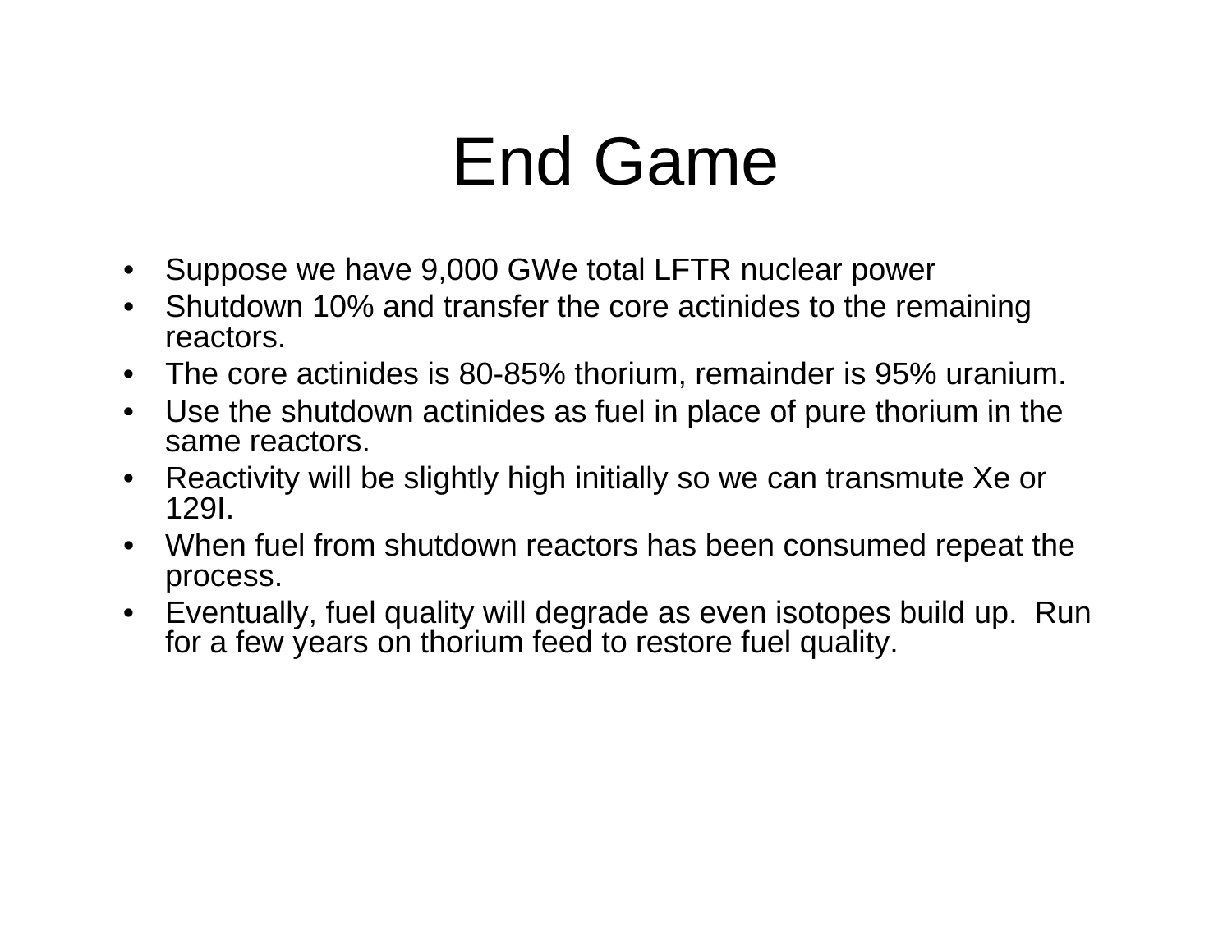# End Game

- Suppose we have 9,000 GWe total LFTR nuclear power
- Shutdown 10% and transfer the core actinides to the remaining reactors.
- The core actinides is 80-85% thorium, remainder is 95% uranium.
- Use the shutdown actinides as fuel in place of pure thorium in the same reactors.
- Reactivity will be slightly high initially so we can transmute Xe or 129I.
- When fuel from shutdown reactors has been consumed repeat the process.
- Eventually, fuel quality will degrade as even isotopes build up. Run for a few years on thorium feed to restore fuel quality.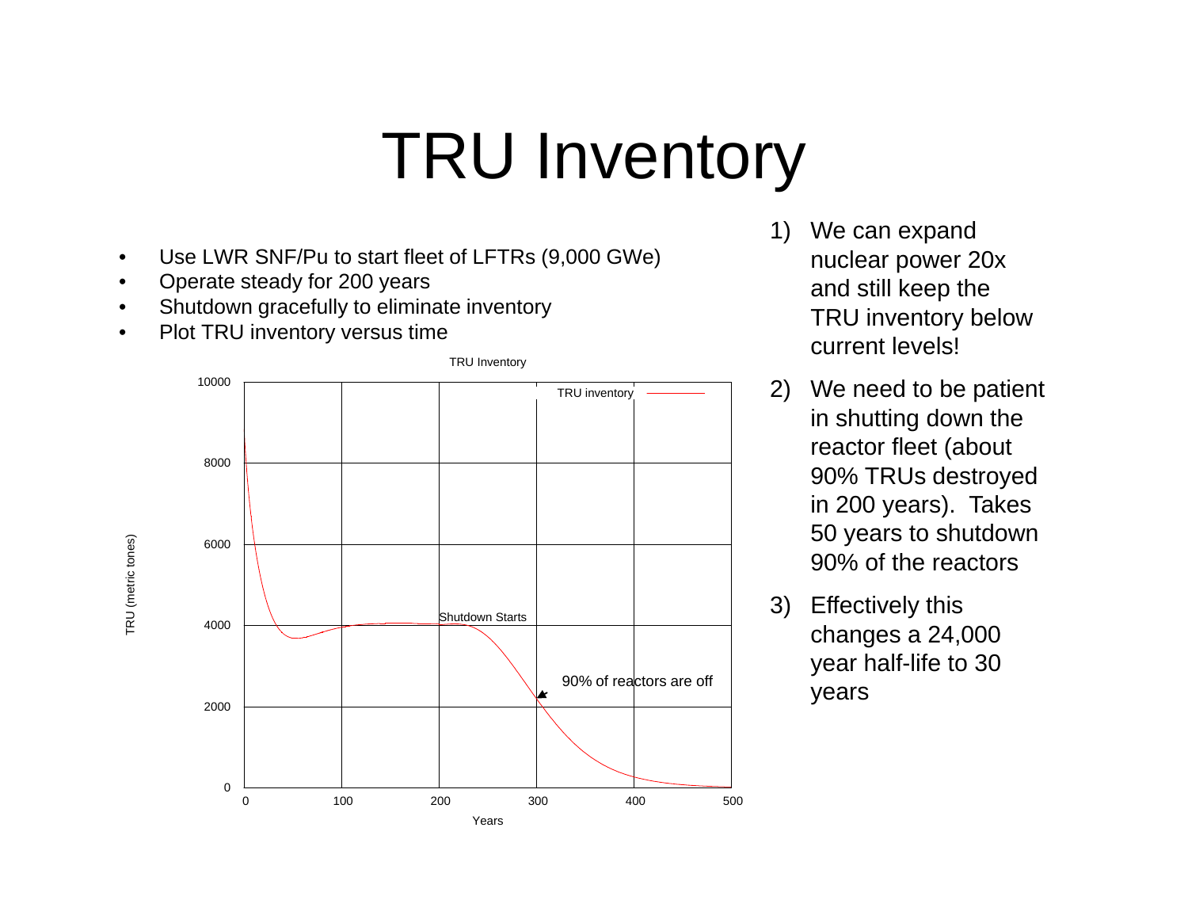# TRU Inventory

- Use LWR SNF/Pu to start fleet of LFTRs (9,000 GWe)
- Operate steady for 200 years
- Shutdown gracefully to eliminate inventory
- Plot TRU inventory versus time

TRU Inventory

TRU inventory

Shutdown Starts

90% of reactors are off

TRU (metric tones)

Years

1) We can expand nuclear power 20x and still keep the TRU inventory below current levels!
2) We need to be patient in shutting down the reactor fleet (about 90% TRUs destroyed in 200 years). Takes 50 years to shutdown 90% of the reactors
3) Effectively this changes a 24,000 year half-life to 30 years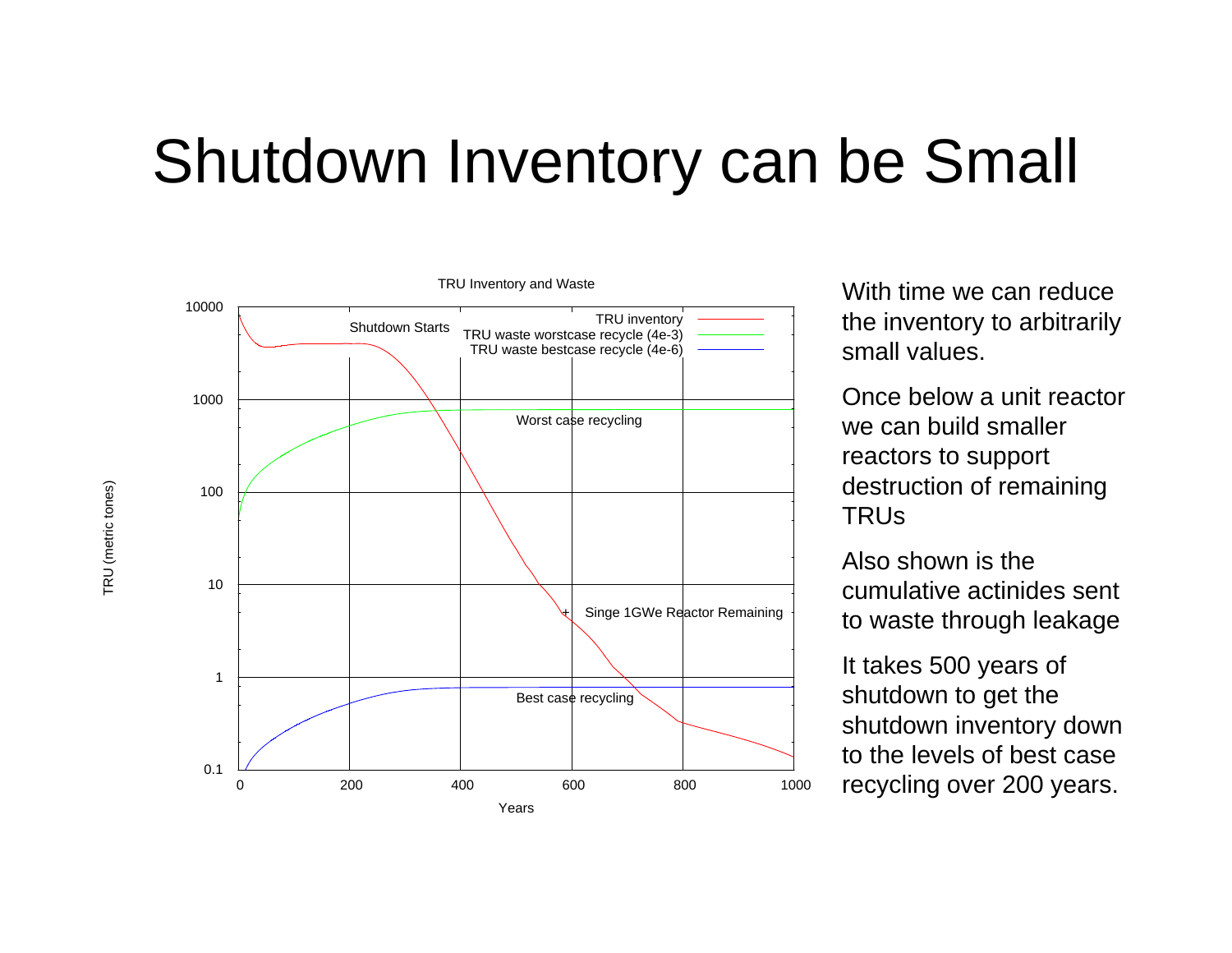# Shutdown Inventory can be Small

**TRU Inventory and Waste**

- TRU inventory
- TRU waste worstcase recycle (4e-3)
- TRU waste bestcase recycle (4e-6)

Shutdown Starts

Worst case recycling

Singe 1GWe Reactor Remaining

Best case recycling

TRU (metric tones)

Years

With time we can reduce the inventory to arbitrarily small values.

Once below a unit reactor we can build smaller reactors to support destruction of remaining TRUs

Also shown is the cumulative actinides sent to waste through leakage

It takes 500 years of shutdown to get the shutdown inventory down to the levels of best case recycling over 200 years.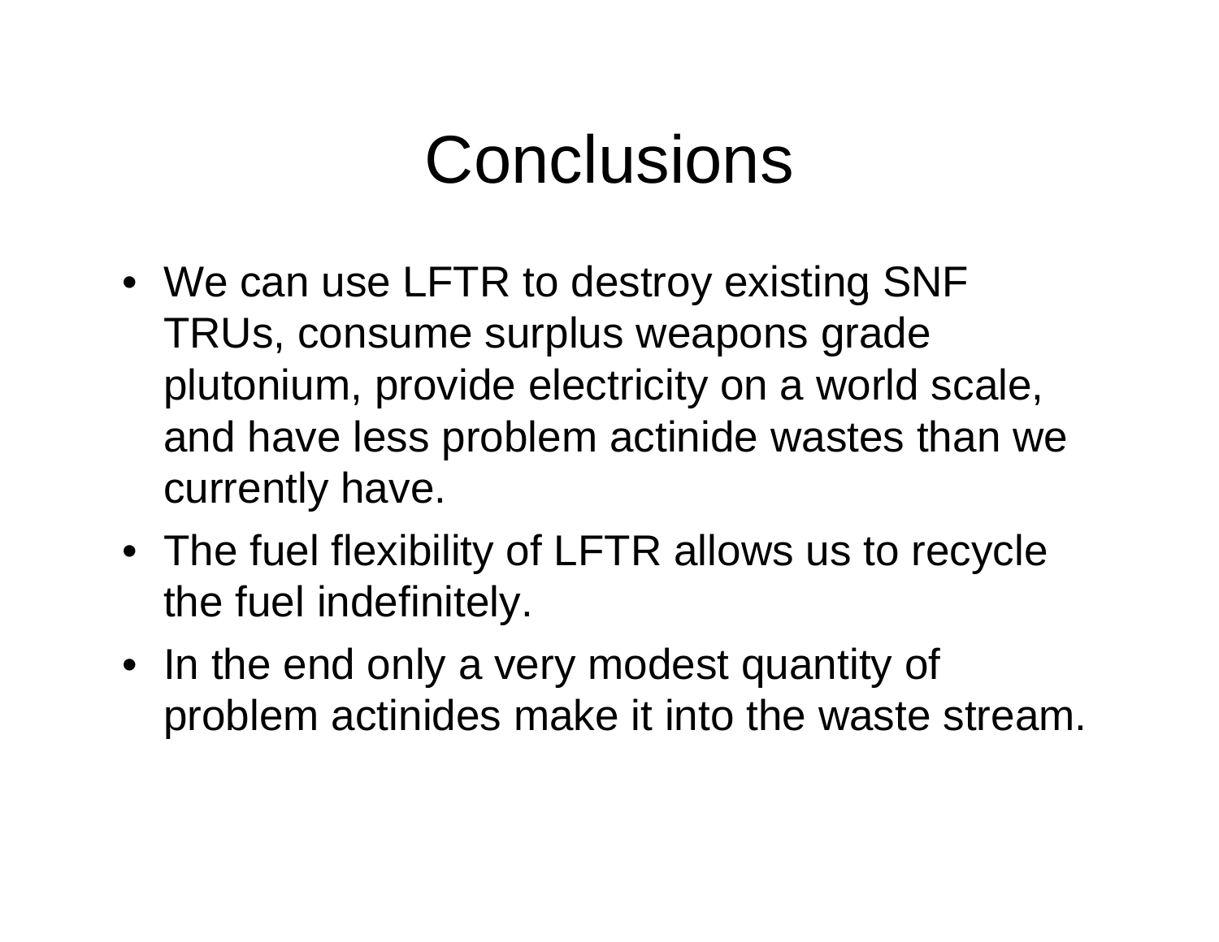# Conclusions

- We can use LFTR to destroy existing SNF TRUs, consume surplus weapons grade plutonium, provide electricity on a world scale, and have less problem actinide wastes than we currently have.
- The fuel flexibility of LFTR allows us to recycle the fuel indefinitely.
- In the end only a very modest quantity of problem actinides make it into the waste stream.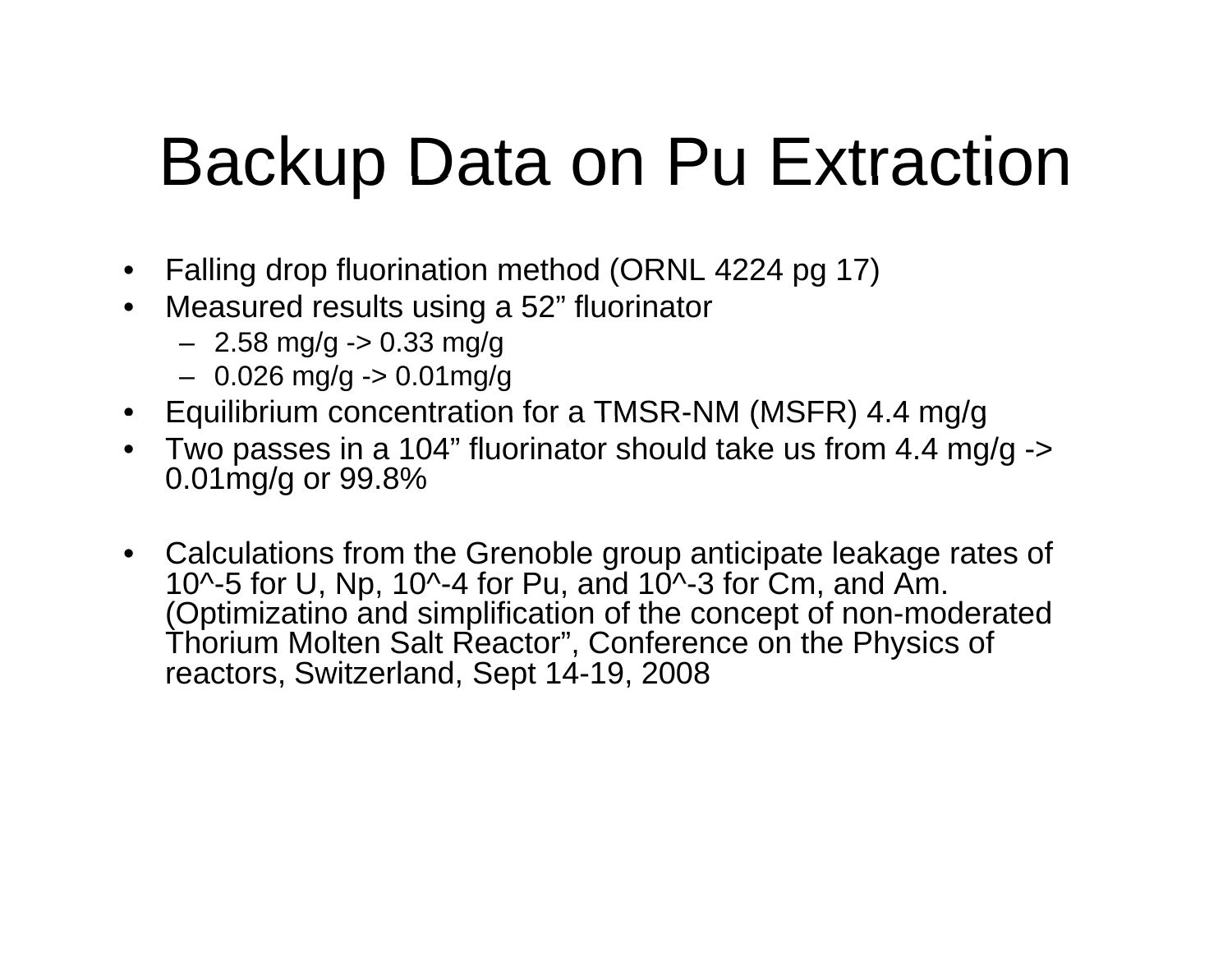# Backup Data on Pu Extraction

- Falling drop fluorination method (ORNL 4224 pg 17)
- Measured results using a 52” fluorinator
  - 2.58 mg/g -> 0.33 mg/g
  - 0.026 mg/g -> 0.01mg/g
- Equilibrium concentration for a TMSR-NM (MSFR) 4.4 mg/g
- Two passes in a 104” fluorinator should take us from 4.4 mg/g -> 0.01mg/g or 99.8%

- Calculations from the Grenoble group anticipate leakage rates of 10^-5 for U, Np, 10^-4 for Pu, and 10^-3 for Cm, and Am. (Optimizatino and simplification of the concept of non-moderated Thorium Molten Salt Reactor”, Conference on the Physics of reactors, Switzerland, Sept 14-19, 2008